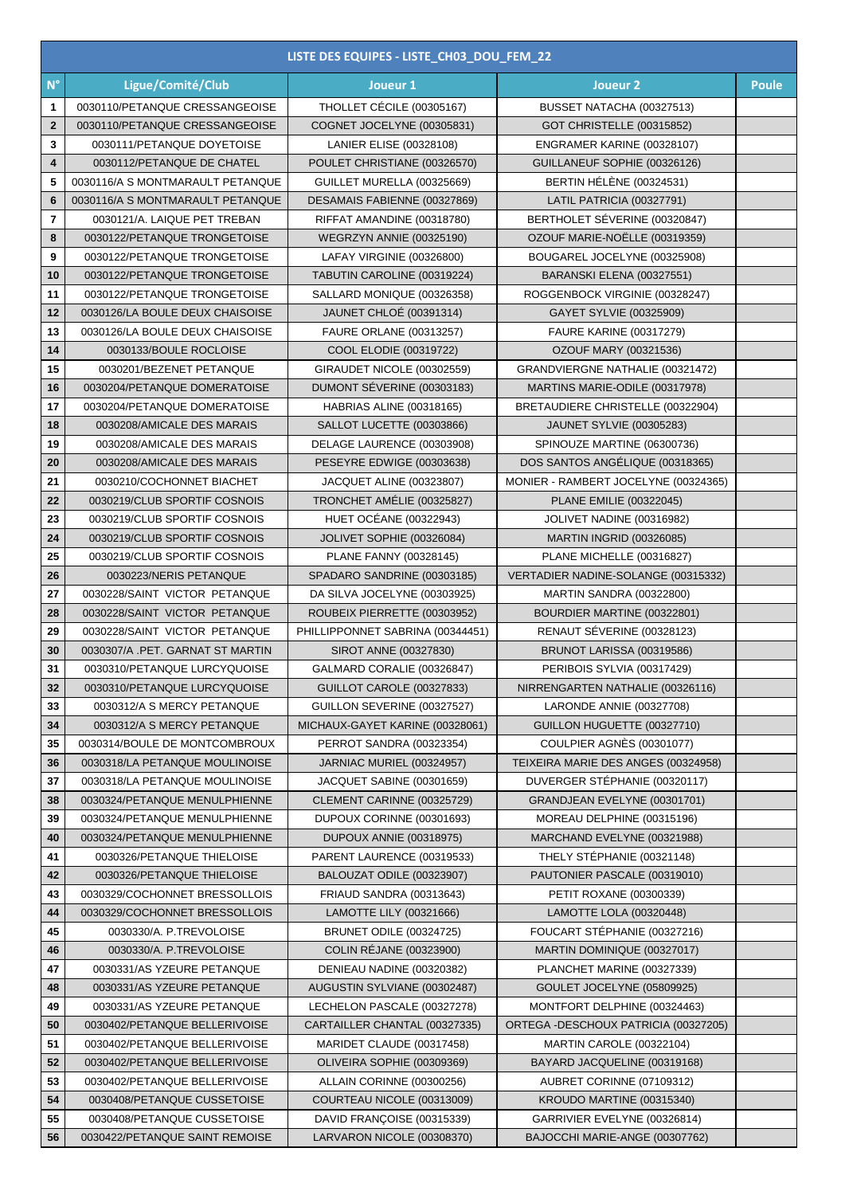| LISTE DES EQUIPES - LISTE_CH03_DOU_FEM_22 | | | | |
|---|---|---|---|---|
| N° | Ligue/Comité/Club | Joueur 1 | Joueur 2 | Poule |
| 1 | 0030110/PETANQUE CRESSANGEOISE | THOLLET CÉCILE (00305167) | BUSSET NATACHA (00327513) | |
| 2 | 0030110/PETANQUE CRESSANGEOISE | COGNET JOCELYNE (00305831) | GOT CHRISTELLE (00315852) | |
| 3 | 0030111/PETANQUE DOYETOISE | LANIER ELISE (00328108) | ENGRAMER KARINE (00328107) | |
| 4 | 0030112/PETANQUE DE CHATEL | POULET CHRISTIANE (00326570) | GUILLANEUF SOPHIE (00326126) | |
| 5 | 0030116/A S MONTMARAULT PETANQUE | GUILLET MURELLA (00325669) | BERTIN HÉLÈNE (00324531) | |
| 6 | 0030116/A S MONTMARAULT PETANQUE | DESAMAIS FABIENNE (00327869) | LATIL PATRICIA (00327791) | |
| 7 | 0030121/A. LAIQUE PET TREBAN | RIFFAT AMANDINE (00318780) | BERTHOLET SÉVERINE (00320847) | |
| 8 | 0030122/PETANQUE TRONGETOISE | WEGRZYN ANNIE (00325190) | OZOUF MARIE-NOËLLE (00319359) | |
| 9 | 0030122/PETANQUE TRONGETOISE | LAFAY VIRGINIE (00326800) | BOUGAREL JOCELYNE (00325908) | |
| 10 | 0030122/PETANQUE TRONGETOISE | TABUTIN CAROLINE (00319224) | BARANSKI ELENA (00327551) | |
| 11 | 0030122/PETANQUE TRONGETOISE | SALLARD MONIQUE (00326358) | ROGGENBOCK VIRGINIE (00328247) | |
| 12 | 0030126/LA BOULE DEUX CHAISOISE | JAUNET CHLOÉ (00391314) | GAYET SYLVIE (00325909) | |
| 13 | 0030126/LA BOULE DEUX CHAISOISE | FAURE ORLANE (00313257) | FAURE KARINE (00317279) | |
| 14 | 0030133/BOULE ROCLOISE | COOL ELODIE (00319722) | OZOUF MARY (00321536) | |
| 15 | 0030201/BEZENET PETANQUE | GIRAUDET NICOLE (00302559) | GRANDVIERGNE NATHALIE (00321472) | |
| 16 | 0030204/PETANQUE DOMERATOISE | DUMONT SÉVERINE (00303183) | MARTINS MARIE-ODILE (00317978) | |
| 17 | 0030204/PETANQUE DOMERATOISE | HABRIAS ALINE (00318165) | BRETAUDIERE CHRISTELLE (00322904) | |
| 18 | 0030208/AMICALE DES MARAIS | SALLOT LUCETTE (00303866) | JAUNET SYLVIE (00305283) | |
| 19 | 0030208/AMICALE DES MARAIS | DELAGE LAURENCE (00303908) | SPINOUZE MARTINE (06300736) | |
| 20 | 0030208/AMICALE DES MARAIS | PESEYRE EDWIGE (00303638) | DOS SANTOS ANGÉLIQUE (00318365) | |
| 21 | 0030210/COCHONNET BIACHET | JACQUET ALINE (00323807) | MONIER - RAMBERT JOCELYNE (00324365) | |
| 22 | 0030219/CLUB SPORTIF COSNOIS | TRONCHET AMÉLIE (00325827) | PLANE EMILIE (00322045) | |
| 23 | 0030219/CLUB SPORTIF COSNOIS | HUET OCÉANE (00322943) | JOLIVET NADINE (00316982) | |
| 24 | 0030219/CLUB SPORTIF COSNOIS | JOLIVET SOPHIE (00326084) | MARTIN INGRID (00326085) | |
| 25 | 0030219/CLUB SPORTIF COSNOIS | PLANE FANNY (00328145) | PLANE MICHELLE (00316827) | |
| 26 | 0030223/NERIS PETANQUE | SPADARO SANDRINE (00303185) | VERTADIER NADINE-SOLANGE (00315332) | |
| 27 | 0030228/SAINT VICTOR PETANQUE | DA SILVA JOCELYNE (00303925) | MARTIN SANDRA (00322800) | |
| 28 | 0030228/SAINT VICTOR PETANQUE | ROUBEIX PIERRETTE (00303952) | BOURDIER MARTINE (00322801) | |
| 29 | 0030228/SAINT VICTOR PETANQUE | PHILLIPPONNET SABRINA (00344451) | RENAUT SÉVERINE (00328123) | |
| 30 | 0030307/A .PET. GARNAT ST MARTIN | SIROT ANNE (00327830) | BRUNOT LARISSA (00319586) | |
| 31 | 0030310/PETANQUE LURCYQUOISE | GALMARD CORALIE (00326847) | PERIBOIS SYLVIA (00317429) | |
| 32 | 0030310/PETANQUE LURCYQUOISE | GUILLOT CAROLE (00327833) | NIRRENGARTEN NATHALIE (00326116) | |
| 33 | 0030312/A S MERCY PETANQUE | GUILLON SEVERINE (00327527) | LARONDE ANNIE (00327708) | |
| 34 | 0030312/A S MERCY PETANQUE | MICHAUX-GAYET KARINE (00328061) | GUILLON HUGUETTE (00327710) | |
| 35 | 0030314/BOULE DE MONTCOMBROUX | PERROT SANDRA (00323354) | COULPIER AGNÈS (00301077) | |
| 36 | 0030318/LA PETANQUE MOULINOISE | JARNIAC MURIEL (00324957) | TEIXEIRA MARIE DES ANGES (00324958) | |
| 37 | 0030318/LA PETANQUE MOULINOISE | JACQUET SABINE (00301659) | DUVERGER STÉPHANIE (00320117) | |
| 38 | 0030324/PETANQUE MENULPHIENNE | CLEMENT CARINNE (00325729) | GRANDJEAN EVELYNE (00301701) | |
| 39 | 0030324/PETANQUE MENULPHIENNE | DUPOUX CORINNE (00301693) | MOREAU DELPHINE (00315196) | |
| 40 | 0030324/PETANQUE MENULPHIENNE | DUPOUX ANNIE (00318975) | MARCHAND EVELYNE (00321988) | |
| 41 | 0030326/PETANQUE THIELOISE | PARENT LAURENCE (00319533) | THELY STÉPHANIE (00321148) | |
| 42 | 0030326/PETANQUE THIELOISE | BALOUZAT ODILE (00323907) | PAUTONIER PASCALE (00319010) | |
| 43 | 0030329/COCHONNET BRESSOLLOIS | FRIAUD SANDRA (00313643) | PETIT ROXANE (00300339) | |
| 44 | 0030329/COCHONNET BRESSOLLOIS | LAMOTTE LILY (00321666) | LAMOTTE LOLA (00320448) | |
| 45 | 0030330/A. P.TREVOLOISE | BRUNET ODILE (00324725) | FOUCART STÉPHANIE (00327216) | |
| 46 | 0030330/A. P.TREVOLOISE | COLIN RÉJANE (00323900) | MARTIN DOMINIQUE (00327017) | |
| 47 | 0030331/AS YZEURE PETANQUE | DENIEAU NADINE (00320382) | PLANCHET MARINE (00327339) | |
| 48 | 0030331/AS YZEURE PETANQUE | AUGUSTIN SYLVIANE (00302487) | GOULET JOCELYNE (05809925) | |
| 49 | 0030331/AS YZEURE PETANQUE | LECHELON PASCALE (00327278) | MONTFORT DELPHINE (00324463) | |
| 50 | 0030402/PETANQUE BELLERIVOISE | CARTAILLER CHANTAL (00327335) | ORTEGA -DESCHOUX PATRICIA (00327205) | |
| 51 | 0030402/PETANQUE BELLERIVOISE | MARIDET CLAUDE (00317458) | MARTIN CAROLE (00322104) | |
| 52 | 0030402/PETANQUE BELLERIVOISE | OLIVEIRA SOPHIE (00309369) | BAYARD JACQUELINE (00319168) | |
| 53 | 0030402/PETANQUE BELLERIVOISE | ALLAIN CORINNE (00300256) | AUBRET CORINNE (07109312) | |
| 54 | 0030408/PETANQUE CUSSETOISE | COURTEAU NICOLE (00313009) | KROUDO MARTINE (00315340) | |
| 55 | 0030408/PETANQUE CUSSETOISE | DAVID FRANÇOISE (00315339) | GARRIVIER EVELYNE (00326814) | |
| 56 | 0030422/PETANQUE SAINT REMOISE | LARVARON NICOLE (00308370) | BAJOCCHI MARIE-ANGE (00307762) | |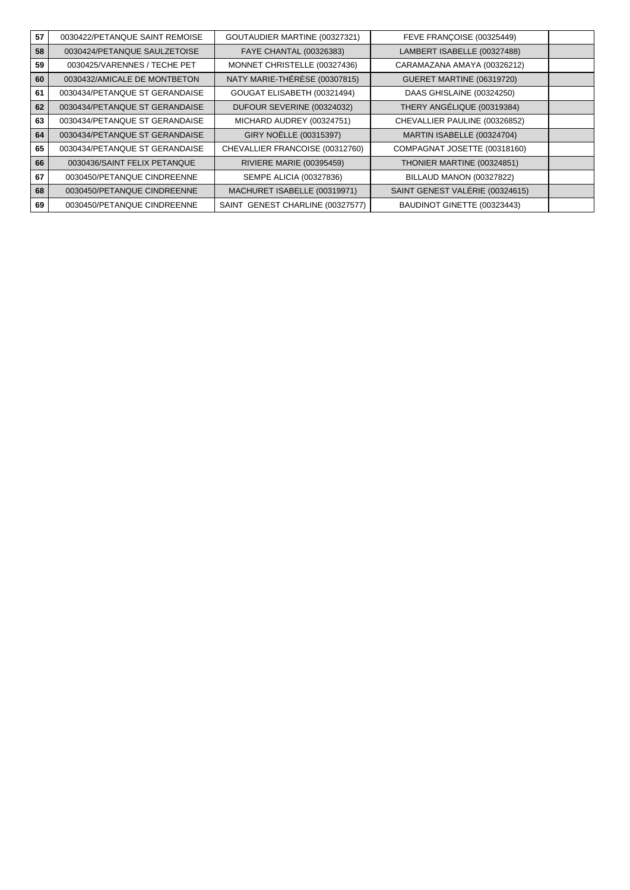| | | | | |
|---|---|---|---|---|
| 57 | 0030422/PETANQUE SAINT REMOISE | GOUTAUDIER MARTINE (00327321) | FEVE FRANÇOISE (00325449) | |
| 58 | 0030424/PETANQUE SAULZETOISE | FAYE CHANTAL (00326383) | LAMBERT ISABELLE (00327488) | |
| 59 | 0030425/VARENNES / TECHE PET | MONNET CHRISTELLE (00327436) | CARAMAZANA AMAYA (00326212) | |
| 60 | 0030432/AMICALE DE MONTBETON | NATY MARIE-THÉRÈSE (00307815) | GUERET MARTINE (06319720) | |
| 61 | 0030434/PETANQUE ST GERANDAISE | GOUGAT ELISABETH (00321494) | DAAS GHISLAINE (00324250) | |
| 62 | 0030434/PETANQUE ST GERANDAISE | DUFOUR SEVERINE (00324032) | THERY ANGÉLIQUE (00319384) | |
| 63 | 0030434/PETANQUE ST GERANDAISE | MICHARD AUDREY (00324751) | CHEVALLIER PAULINE (00326852) | |
| 64 | 0030434/PETANQUE ST GERANDAISE | GIRY NOËLLE (00315397) | MARTIN ISABELLE (00324704) | |
| 65 | 0030434/PETANQUE ST GERANDAISE | CHEVALLIER FRANCOISE (00312760) | COMPAGNAT JOSETTE (00318160) | |
| 66 | 0030436/SAINT FELIX PETANQUE | RIVIERE MARIE (00395459) | THONIER MARTINE (00324851) | |
| 67 | 0030450/PETANQUE CINDREENNE | SEMPE ALICIA (00327836) | BILLAUD MANON (00327822) | |
| 68 | 0030450/PETANQUE CINDREENNE | MACHURET ISABELLE (00319971) | SAINT GENEST VALÉRIE (00324615) | |
| 69 | 0030450/PETANQUE CINDREENNE | SAINT GENEST CHARLINE (00327577) | BAUDINOT GINETTE (00323443) | |